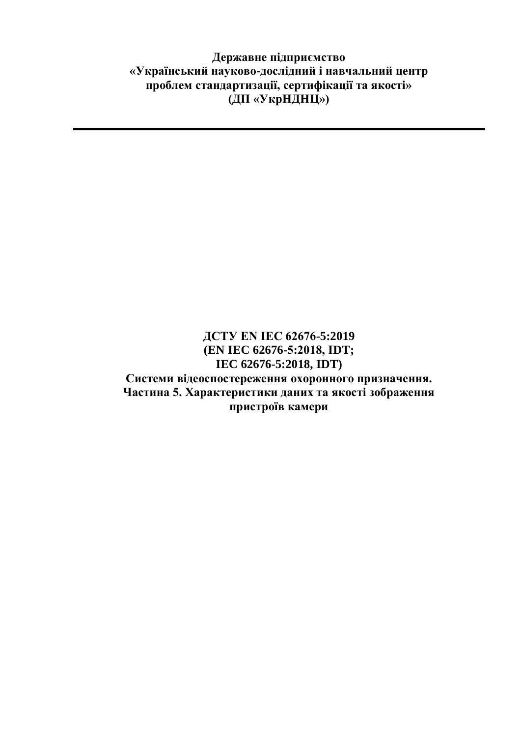**Державне підприємство**
**«Український науково-дослідний і навчальний центр**
**проблем стандартизації, сертифікації та якості»**
**(ДП «УкрНДНЦ»)**

---

# ДСТУ EN IEC 62676-5:2019
# (EN IEC 62676-5:2018, IDT;
# IEC 62676-5:2018, IDT)
# Системи відеоспостереження охоронного призначення.
# Частина 5. Характеристики даних та якості зображення пристроїв камери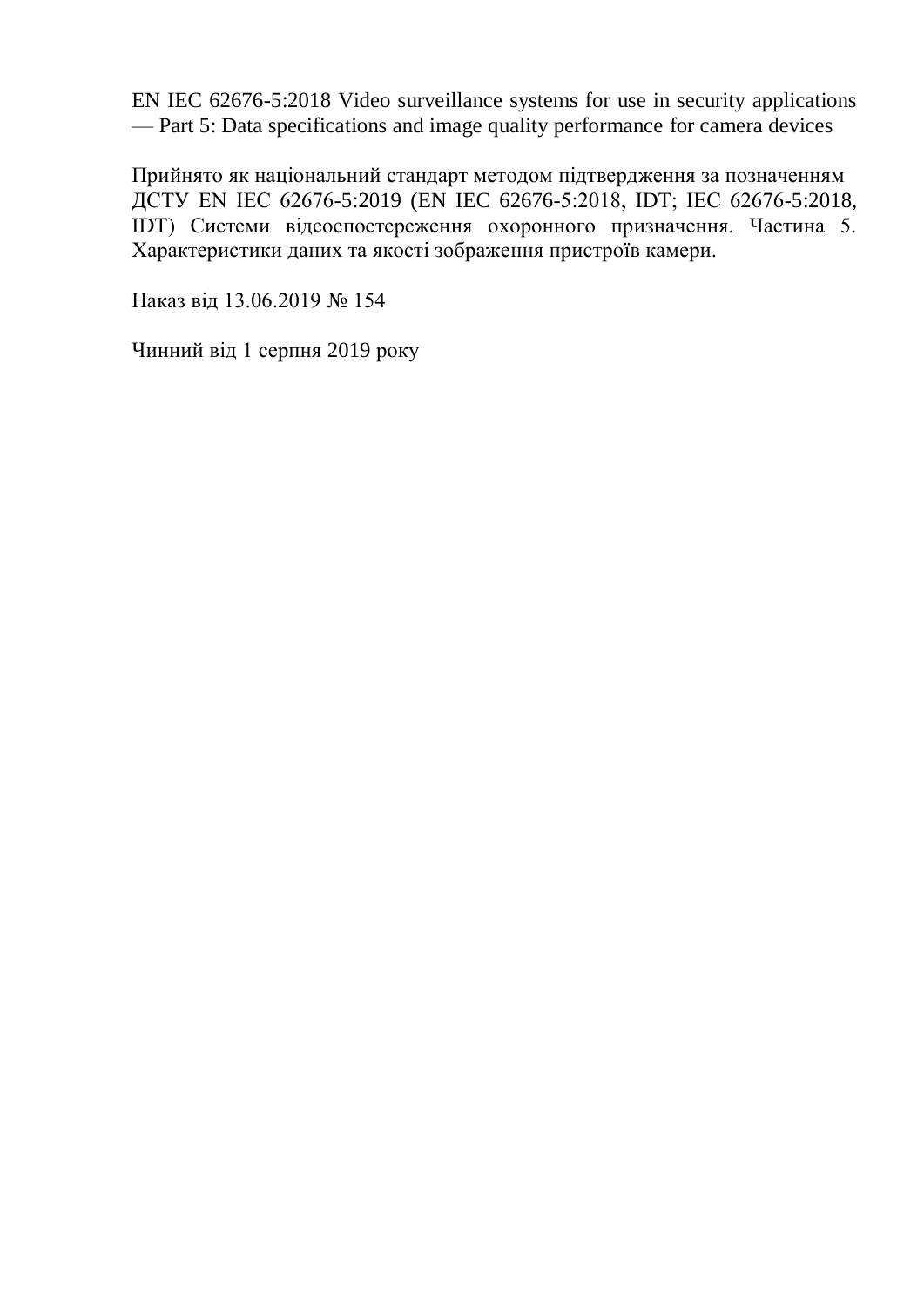EN IEC 62676-5:2018 Video surveillance systems for use in security applications — Part 5: Data specifications and image quality performance for camera devices

Прийнято як національний стандарт методом підтвердження за позначенням ДСТУ EN IEC 62676-5:2019 (EN IEC 62676-5:2018, IDT; IEC 62676-5:2018, IDT) Системи відеоспостереження охоронного призначення. Частина 5. Характеристики даних та якості зображення пристроїв камери.

Наказ від 13.06.2019 № 154

Чинний від 1 серпня 2019 року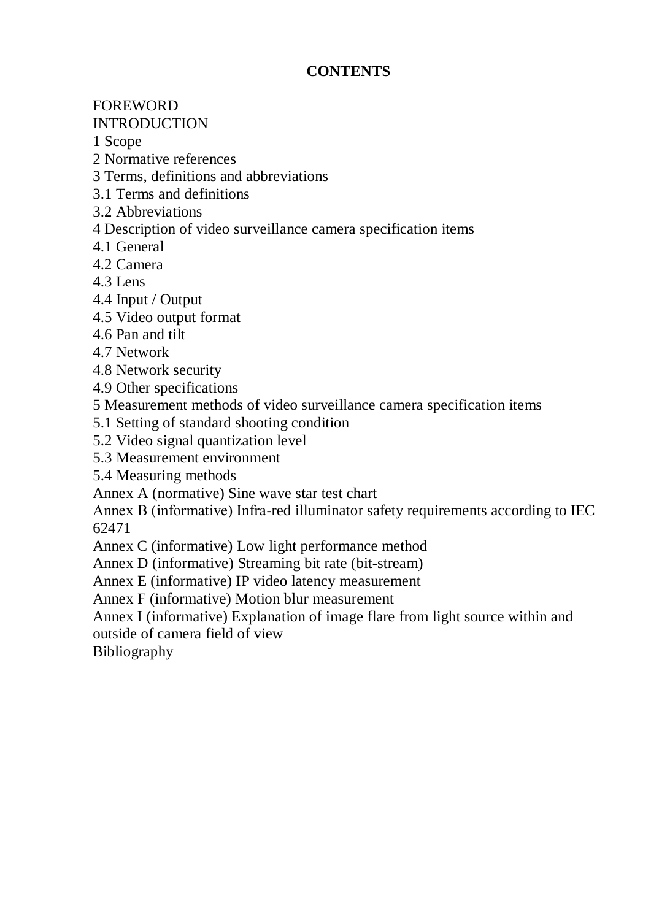# CONTENTS

FOREWORD
INTRODUCTION
1 Scope
2 Normative references
3 Terms, definitions and abbreviations
3.1 Terms and definitions
3.2 Abbreviations
4 Description of video surveillance camera specification items
4.1 General
4.2 Camera
4.3 Lens
4.4 Input / Output
4.5 Video output format
4.6 Pan and tilt
4.7 Network
4.8 Network security
4.9 Other specifications
5 Measurement methods of video surveillance camera specification items
5.1 Setting of standard shooting condition
5.2 Video signal quantization level
5.3 Measurement environment
5.4 Measuring methods
Annex A (normative) Sine wave star test chart
Annex B (informative) Infra-red illuminator safety requirements according to IEC 62471
Annex C (informative) Low light performance method
Annex D (informative) Streaming bit rate (bit-stream)
Annex E (informative) IP video latency measurement
Annex F (informative) Motion blur measurement
Annex I (informative) Explanation of image flare from light source within and outside of camera field of view
Bibliography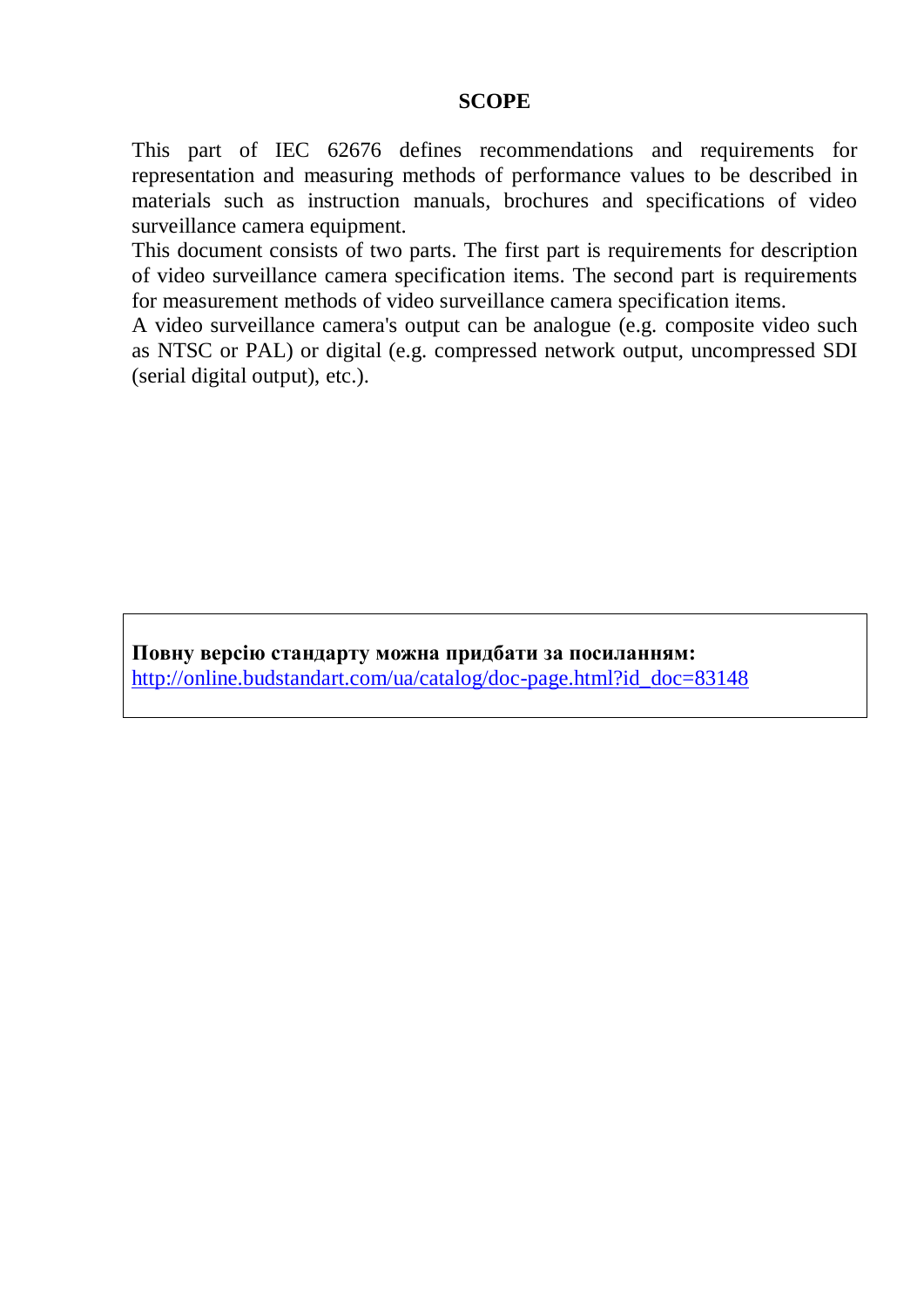# SCOPE

This part of IEC 62676 defines recommendations and requirements for representation and measuring methods of performance values to be described in materials such as instruction manuals, brochures and specifications of video surveillance camera equipment.

This document consists of two parts. The first part is requirements for description of video surveillance camera specification items. The second part is requirements for measurement methods of video surveillance camera specification items.

A video surveillance camera's output can be analogue (e.g. composite video such as NTSC or PAL) or digital (e.g. compressed network output, uncompressed SDI (serial digital output), etc.).

**Повну версію стандарту можна придбати за посиланням:**
http://online.budstandart.com/ua/catalog/doc-page.html?id_doc=83148